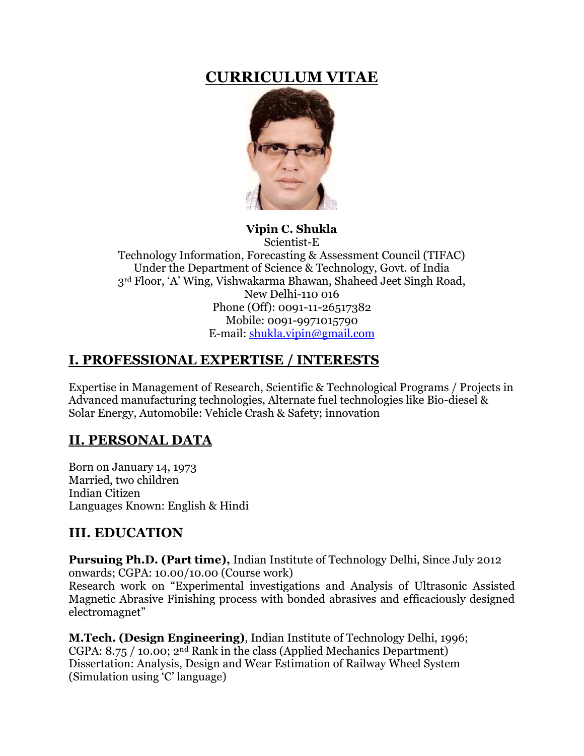# CURRICULUM VITAE

**Vipin C. Shukla**
Scientist-E
Technology Information, Forecasting & Assessment Council (TIFAC)
Under the Department of Science & Technology, Govt. of India
3rd Floor, 'A' Wing, Vishwakarma Bhawan, Shaheed Jeet Singh Road,
New Delhi-110 016
Phone (Off): 0091-11-26517382
Mobile: 0091-9971015790
E-mail: shukla.vipin@gmail.com

## I. PROFESSIONAL EXPERTISE / INTERESTS

Expertise in Management of Research, Scientific & Technological Programs / Projects in Advanced manufacturing technologies, Alternate fuel technologies like Bio-diesel & Solar Energy, Automobile: Vehicle Crash & Safety; innovation

## II. PERSONAL DATA

Born on January 14, 1973
Married, two children
Indian Citizen
Languages Known: English & Hindi

## III. EDUCATION

**Pursuing Ph.D. (Part time),** Indian Institute of Technology Delhi, Since July 2012 onwards; CGPA: 10.00/10.00 (Course work)
Research work on "Experimental investigations and Analysis of Ultrasonic Assisted Magnetic Abrasive Finishing process with bonded abrasives and efficaciously designed electromagnet"

**M.Tech. (Design Engineering)**, Indian Institute of Technology Delhi, 1996; CGPA: 8.75 / 10.00; 2nd Rank in the class (Applied Mechanics Department)
Dissertation: Analysis, Design and Wear Estimation of Railway Wheel System (Simulation using 'C' language)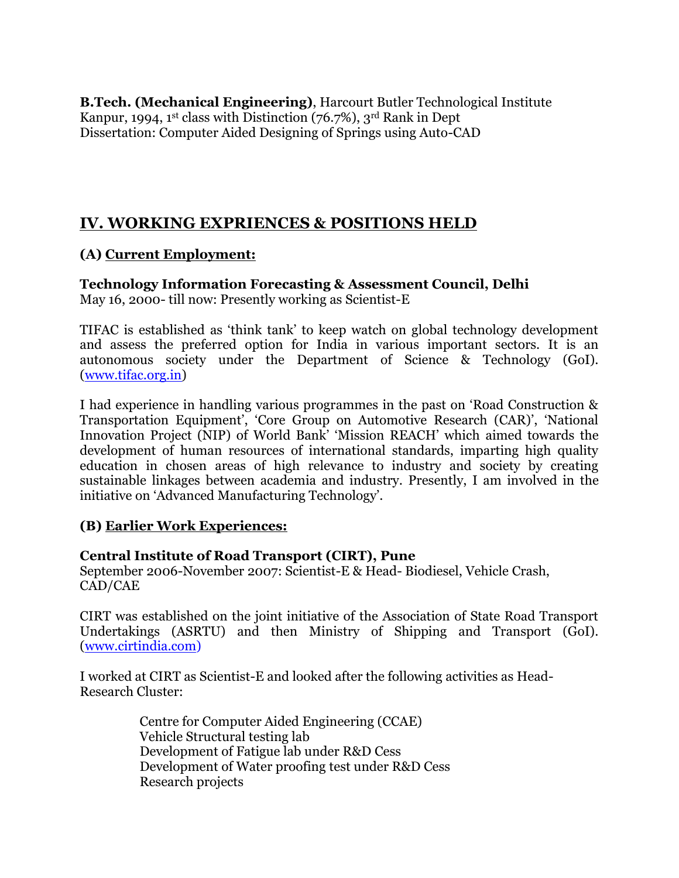**B.Tech. (Mechanical Engineering)**, Harcourt Butler Technological Institute Kanpur, 1994, 1st class with Distinction (76.7%), 3rd Rank in Dept
Dissertation: Computer Aided Designing of Springs using Auto-CAD

## IV. WORKING EXPRIENCES & POSITIONS HELD

### (A) Current Employment:

**Technology Information Forecasting & Assessment Council, Delhi**
May 16, 2000- till now: Presently working as Scientist-E

TIFAC is established as 'think tank' to keep watch on global technology development and assess the preferred option for India in various important sectors. It is an autonomous society under the Department of Science & Technology (GoI). (www.tifac.org.in)

I had experience in handling various programmes in the past on 'Road Construction & Transportation Equipment', 'Core Group on Automotive Research (CAR)', 'National Innovation Project (NIP) of World Bank' 'Mission REACH' which aimed towards the development of human resources of international standards, imparting high quality education in chosen areas of high relevance to industry and society by creating sustainable linkages between academia and industry. Presently, I am involved in the initiative on 'Advanced Manufacturing Technology'.

### (B) Earlier Work Experiences:

**Central Institute of Road Transport (CIRT), Pune**
September 2006-November 2007: Scientist-E & Head- Biodiesel, Vehicle Crash, CAD/CAE

CIRT was established on the joint initiative of the Association of State Road Transport Undertakings (ASRTU) and then Ministry of Shipping and Transport (GoI). (www.cirtindia.com)

I worked at CIRT as Scientist-E and looked after the following activities as Head-Research Cluster:

Centre for Computer Aided Engineering (CCAE)
Vehicle Structural testing lab
Development of Fatigue lab under R&D Cess
Development of Water proofing test under R&D Cess
Research projects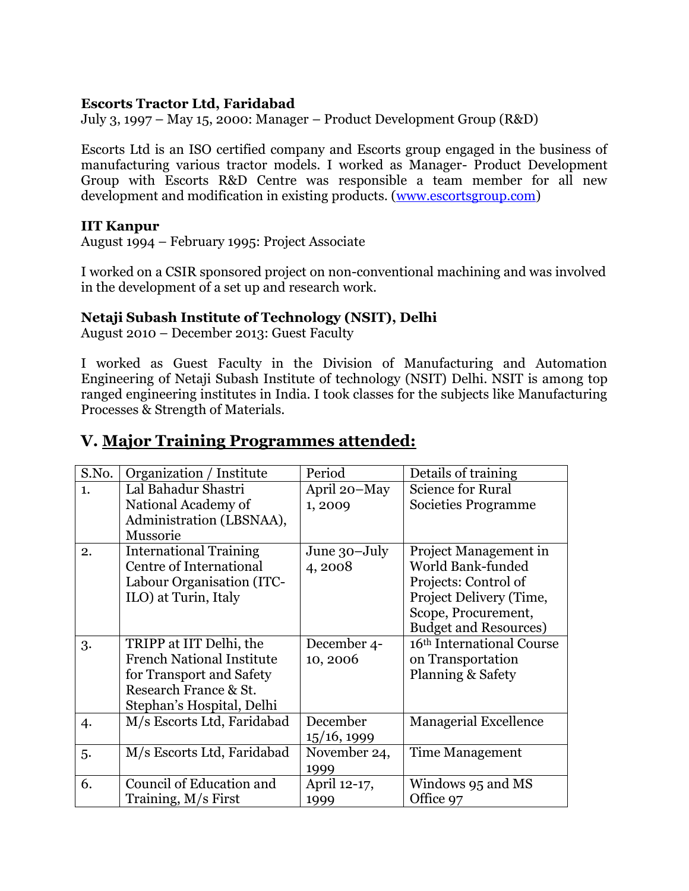**Escorts Tractor Ltd, Faridabad**
July 3, 1997 – May 15, 2000: Manager – Product Development Group (R&D)

Escorts Ltd is an ISO certified company and Escorts group engaged in the business of manufacturing various tractor models. I worked as Manager- Product Development Group with Escorts R&D Centre was responsible a team member for all new development and modification in existing products. (www.escortsgroup.com)

**IIT Kanpur**
August 1994 – February 1995: Project Associate

I worked on a CSIR sponsored project on non-conventional machining and was involved in the development of a set up and research work.

**Netaji Subash Institute of Technology (NSIT), Delhi**
August 2010 – December 2013: Guest Faculty

I worked as Guest Faculty in the Division of Manufacturing and Automation Engineering of Netaji Subash Institute of technology (NSIT) Delhi. NSIT is among top ranged engineering institutes in India. I took classes for the subjects like Manufacturing Processes & Strength of Materials.

## V. Major Training Programmes attended:

| S.No. | Organization / Institute | Period | Details of training |
|---|---|---|---|
| 1. | Lal Bahadur Shastri National Academy of Administration (LBSNAA), Mussorie | April 20–May 1, 2009 | Science for Rural Societies Programme |
| 2. | International Training Centre of International Labour Organisation (ITC-ILO) at Turin, Italy | June 30–July 4, 2008 | Project Management in World Bank-funded Projects: Control of Project Delivery (Time, Scope, Procurement, Budget and Resources) |
| 3. | TRIPP at IIT Delhi, the French National Institute for Transport and Safety Research France & St. Stephan's Hospital, Delhi | December 4-10, 2006 | 16th International Course on Transportation Planning & Safety |
| 4. | M/s Escorts Ltd, Faridabad | December 15/16, 1999 | Managerial Excellence |
| 5. | M/s Escorts Ltd, Faridabad | November 24, 1999 | Time Management |
| 6. | Council of Education and Training, M/s First | April 12-17, 1999 | Windows 95 and MS Office 97 |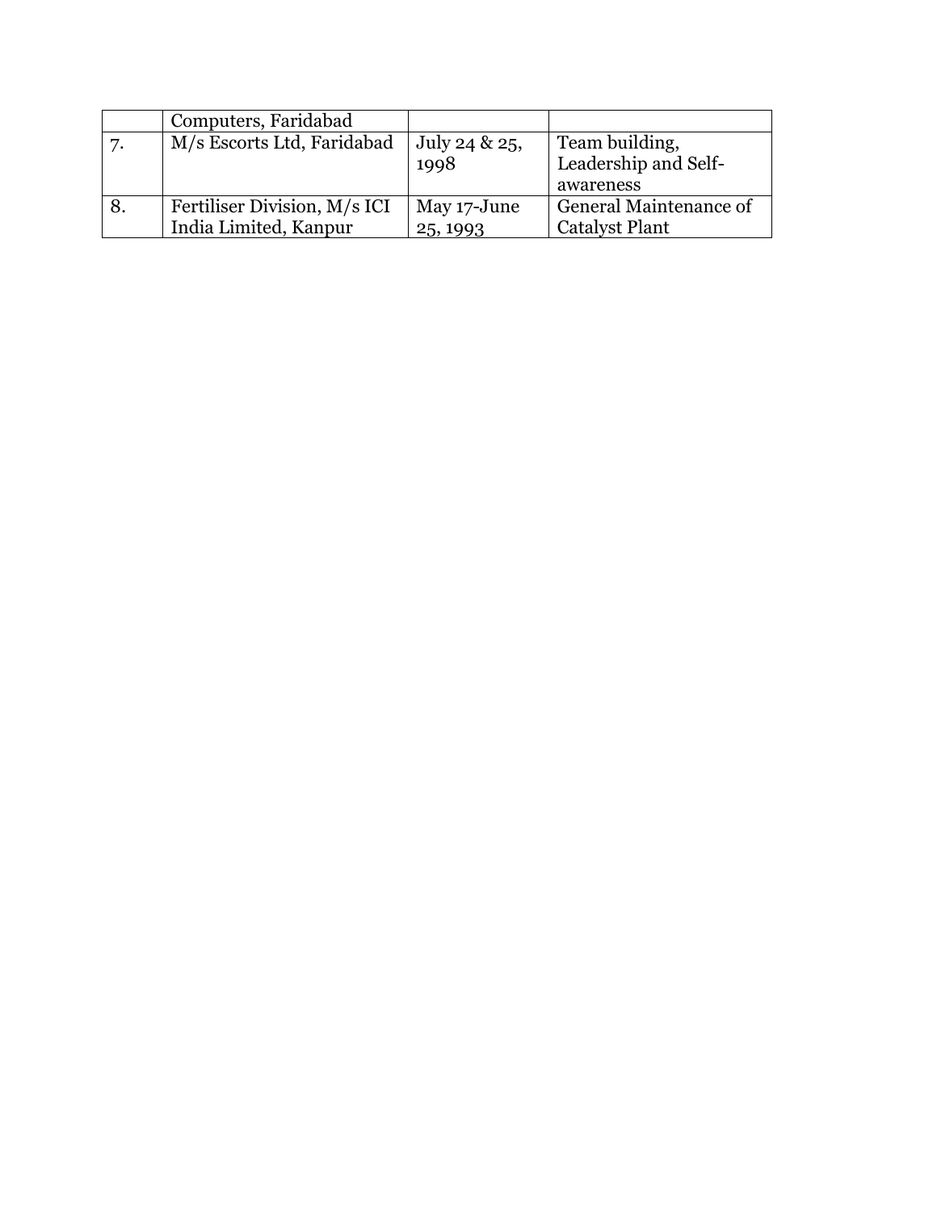| | | | |
|---|---|---|---|
| | Computers, Faridabad | | |
| 7. | M/s Escorts Ltd, Faridabad | July 24 & 25, 1998 | Team building, Leadership and Self-awareness |
| 8. | Fertiliser Division, M/s ICI India Limited, Kanpur | May 17-June 25, 1993 | General Maintenance of Catalyst Plant |